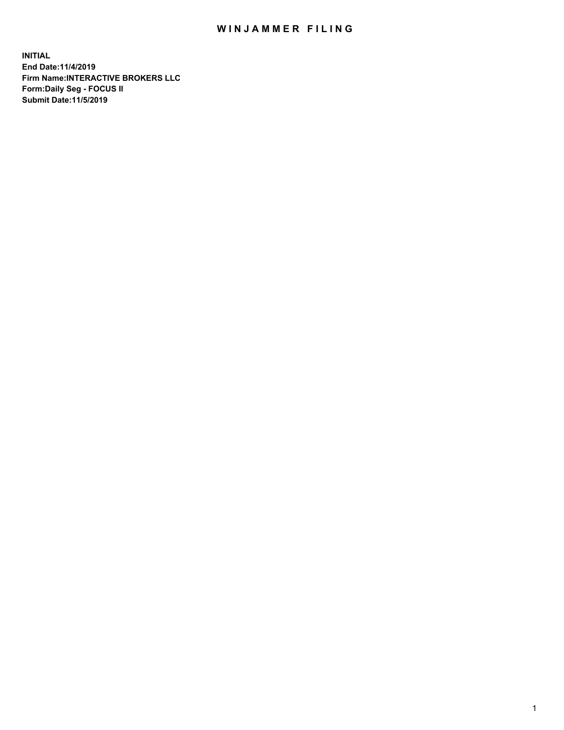# WINJAMMER FILING

**INITIAL**
**End Date:11/4/2019**
**Firm Name:INTERACTIVE BROKERS LLC**
**Form:Daily Seg - FOCUS II**
**Submit Date:11/5/2019**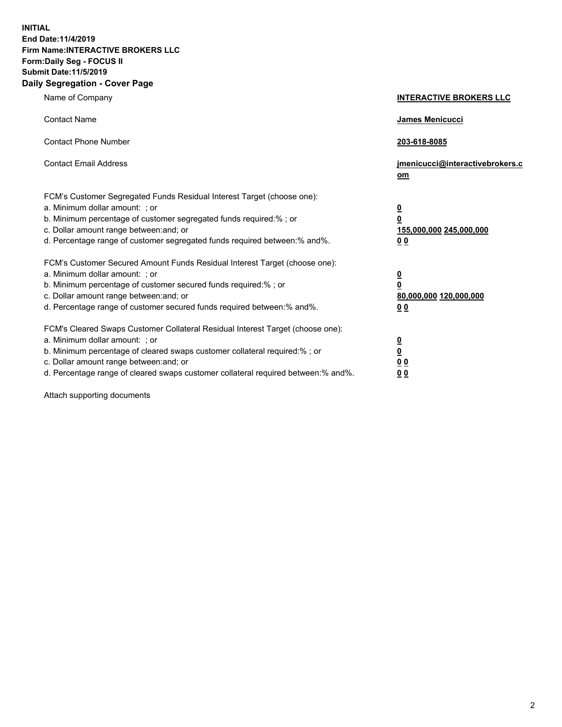**INITIAL**
**End Date:11/4/2019**
**Firm Name:INTERACTIVE BROKERS LLC**
**Form:Daily Seg - FOCUS II**
**Submit Date:11/5/2019**
**Daily Segregation - Cover Page**

| | |
|---|---|
| Name of Company | **INTERACTIVE BROKERS LLC** |
| Contact Name | **James Menicucci** |
| Contact Phone Number | **203-618-8085** |
| Contact Email Address | **jmenicucci@interactivebrokers.com** |
| FCM's Customer Segregated Funds Residual Interest Target (choose one): | |
| a. Minimum dollar amount: ; or | **0** |
| b. Minimum percentage of customer segregated funds required:% ; or | **0** |
| c. Dollar amount range between:and; or | **155,000,000 245,000,000** |
| d. Percentage range of customer segregated funds required between:% and%. | **0 0** |
| FCM's Customer Secured Amount Funds Residual Interest Target (choose one): | |
| a. Minimum dollar amount: ; or | **0** |
| b. Minimum percentage of customer secured funds required:% ; or | **0** |
| c. Dollar amount range between:and; or | **80,000,000 120,000,000** |
| d. Percentage range of customer secured funds required between:% and%. | **0 0** |
| FCM's Cleared Swaps Customer Collateral Residual Interest Target (choose one): | |
| a. Minimum dollar amount: ; or | **0** |
| b. Minimum percentage of cleared swaps customer collateral required:% ; or | **0** |
| c. Dollar amount range between:and; or | **0 0** |
| d. Percentage range of cleared swaps customer collateral required between:% and%. | **0 0** |

Attach supporting documents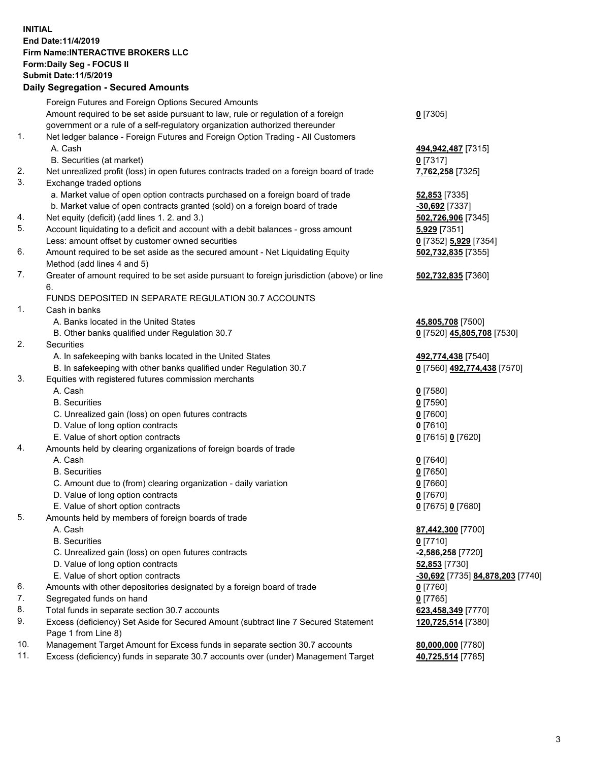**INITIAL**
**End Date:11/4/2019**
**Firm Name:INTERACTIVE BROKERS LLC**
**Form:Daily Seg - FOCUS II**
**Submit Date:11/5/2019**

## Daily Segregation - Secured Amounts

| | | |
|---|---|---|
| | Foreign Futures and Foreign Options Secured Amounts | |
| | Amount required to be set aside pursuant to law, rule or regulation of a foreign government or a rule of a self-regulatory organization authorized thereunder | **0** [7305] |
| 1. | Net ledger balance - Foreign Futures and Foreign Option Trading - All Customers | |
| | A. Cash | **494,942,487** [7315] |
| | B. Securities (at market) | **0** [7317] |
| 2. | Net unrealized profit (loss) in open futures contracts traded on a foreign board of trade | **7,762,258** [7325] |
| 3. | Exchange traded options | |
| | a. Market value of open option contracts purchased on a foreign board of trade | **52,853** [7335] |
| | b. Market value of open contracts granted (sold) on a foreign board of trade | **-30,692** [7337] |
| 4. | Net equity (deficit) (add lines 1. 2. and 3.) | **502,726,906** [7345] |
| 5. | Account liquidating to a deficit and account with a debit balances - gross amount | **5,929** [7351] |
| | Less: amount offset by customer owned securities | **0** [7352] **5,929** [7354] |
| 6. | Amount required to be set aside as the secured amount - Net Liquidating Equity Method (add lines 4 and 5) | **502,732,835** [7355] |
| 7. | Greater of amount required to be set aside pursuant to foreign jurisdiction (above) or line 6. | **502,732,835** [7360] |
| | FUNDS DEPOSITED IN SEPARATE REGULATION 30.7 ACCOUNTS | |
| 1. | Cash in banks | |
| | A. Banks located in the United States | **45,805,708** [7500] |
| | B. Other banks qualified under Regulation 30.7 | **0** [7520] **45,805,708** [7530] |
| 2. | Securities | |
| | A. In safekeeping with banks located in the United States | **492,774,438** [7540] |
| | B. In safekeeping with other banks qualified under Regulation 30.7 | **0** [7560] **492,774,438** [7570] |
| 3. | Equities with registered futures commission merchants | |
| | A. Cash | **0** [7580] |
| | B. Securities | **0** [7590] |
| | C. Unrealized gain (loss) on open futures contracts | **0** [7600] |
| | D. Value of long option contracts | **0** [7610] |
| | E. Value of short option contracts | **0** [7615] **0** [7620] |
| 4. | Amounts held by clearing organizations of foreign boards of trade | |
| | A. Cash | **0** [7640] |
| | B. Securities | **0** [7650] |
| | C. Amount due to (from) clearing organization - daily variation | **0** [7660] |
| | D. Value of long option contracts | **0** [7670] |
| | E. Value of short option contracts | **0** [7675] **0** [7680] |
| 5. | Amounts held by members of foreign boards of trade | |
| | A. Cash | **87,442,300** [7700] |
| | B. Securities | **0** [7710] |
| | C. Unrealized gain (loss) on open futures contracts | **-2,586,258** [7720] |
| | D. Value of long option contracts | **52,853** [7730] |
| | E. Value of short option contracts | **-30,692** [7735] **84,878,203** [7740] |
| 6. | Amounts with other depositories designated by a foreign board of trade | **0** [7760] |
| 7. | Segregated funds on hand | **0** [7765] |
| 8. | Total funds in separate section 30.7 accounts | **623,458,349** [7770] |
| 9. | Excess (deficiency) Set Aside for Secured Amount (subtract line 7 Secured Statement Page 1 from Line 8) | **120,725,514** [7380] |
| 10. | Management Target Amount for Excess funds in separate section 30.7 accounts | **80,000,000** [7780] |
| 11. | Excess (deficiency) funds in separate 30.7 accounts over (under) Management Target | **40,725,514** [7785] |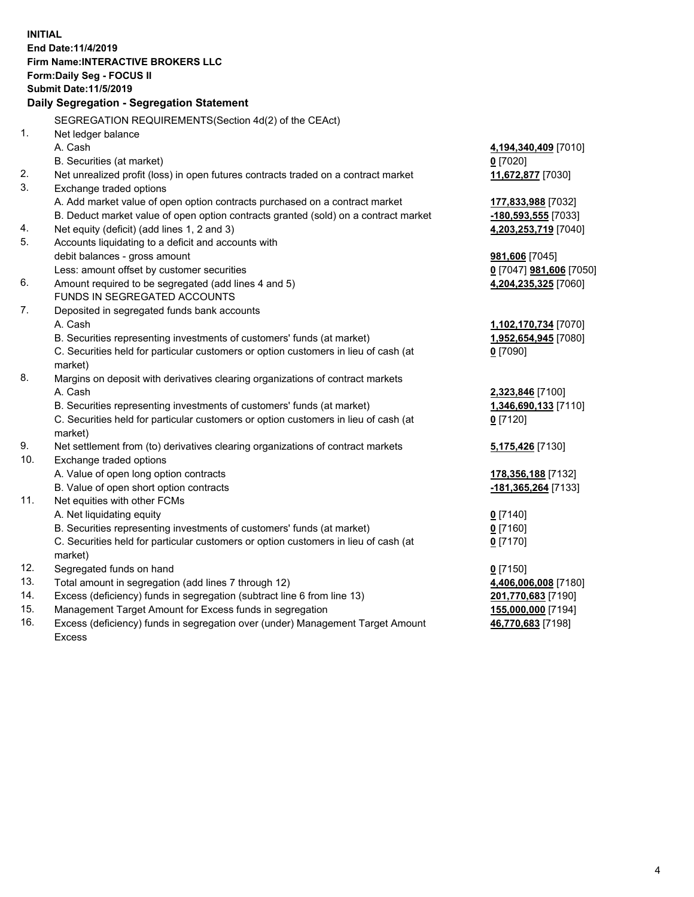**INITIAL**
**End Date:11/4/2019**
**Firm Name:INTERACTIVE BROKERS LLC**
**Form:Daily Seg - FOCUS II**
**Submit Date:11/5/2019**

### Daily Segregation - Segregation Statement

| | SEGREGATION REQUIREMENTS(Section 4d(2) of the CEAct) | |
|---|---|---|
| 1. | Net ledger balance | |
| | A. Cash | **4,194,340,409** [7010] |
| | B. Securities (at market) | **0** [7020] |
| 2. | Net unrealized profit (loss) in open futures contracts traded on a contract market | **11,672,877** [7030] |
| 3. | Exchange traded options | |
| | A. Add market value of open option contracts purchased on a contract market | **177,833,988** [7032] |
| | B. Deduct market value of open option contracts granted (sold) on a contract market | **-180,593,555** [7033] |
| 4. | Net equity (deficit) (add lines 1, 2 and 3) | **4,203,253,719** [7040] |
| 5. | Accounts liquidating to a deficit and accounts with | |
| | debit balances - gross amount | **981,606** [7045] |
| | Less: amount offset by customer securities | **0** [7047] **981,606** [7050] |
| 6. | Amount required to be segregated (add lines 4 and 5) | **4,204,235,325** [7060] |
| | FUNDS IN SEGREGATED ACCOUNTS | |
| 7. | Deposited in segregated funds bank accounts | |
| | A. Cash | **1,102,170,734** [7070] |
| | B. Securities representing investments of customers' funds (at market) | **1,952,654,945** [7080] |
| | C. Securities held for particular customers or option customers in lieu of cash (at market) | **0** [7090] |
| 8. | Margins on deposit with derivatives clearing organizations of contract markets | |
| | A. Cash | **2,323,846** [7100] |
| | B. Securities representing investments of customers' funds (at market) | **1,346,690,133** [7110] |
| | C. Securities held for particular customers or option customers in lieu of cash (at market) | **0** [7120] |
| 9. | Net settlement from (to) derivatives clearing organizations of contract markets | **5,175,426** [7130] |
| 10. | Exchange traded options | |
| | A. Value of open long option contracts | **178,356,188** [7132] |
| | B. Value of open short option contracts | **-181,365,264** [7133] |
| 11. | Net equities with other FCMs | |
| | A. Net liquidating equity | **0** [7140] |
| | B. Securities representing investments of customers' funds (at market) | **0** [7160] |
| | C. Securities held for particular customers or option customers in lieu of cash (at market) | **0** [7170] |
| 12. | Segregated funds on hand | **0** [7150] |
| 13. | Total amount in segregation (add lines 7 through 12) | **4,406,006,008** [7180] |
| 14. | Excess (deficiency) funds in segregation (subtract line 6 from line 13) | **201,770,683** [7190] |
| 15. | Management Target Amount for Excess funds in segregation | **155,000,000** [7194] |
| 16. | Excess (deficiency) funds in segregation over (under) Management Target Amount Excess | **46,770,683** [7198] |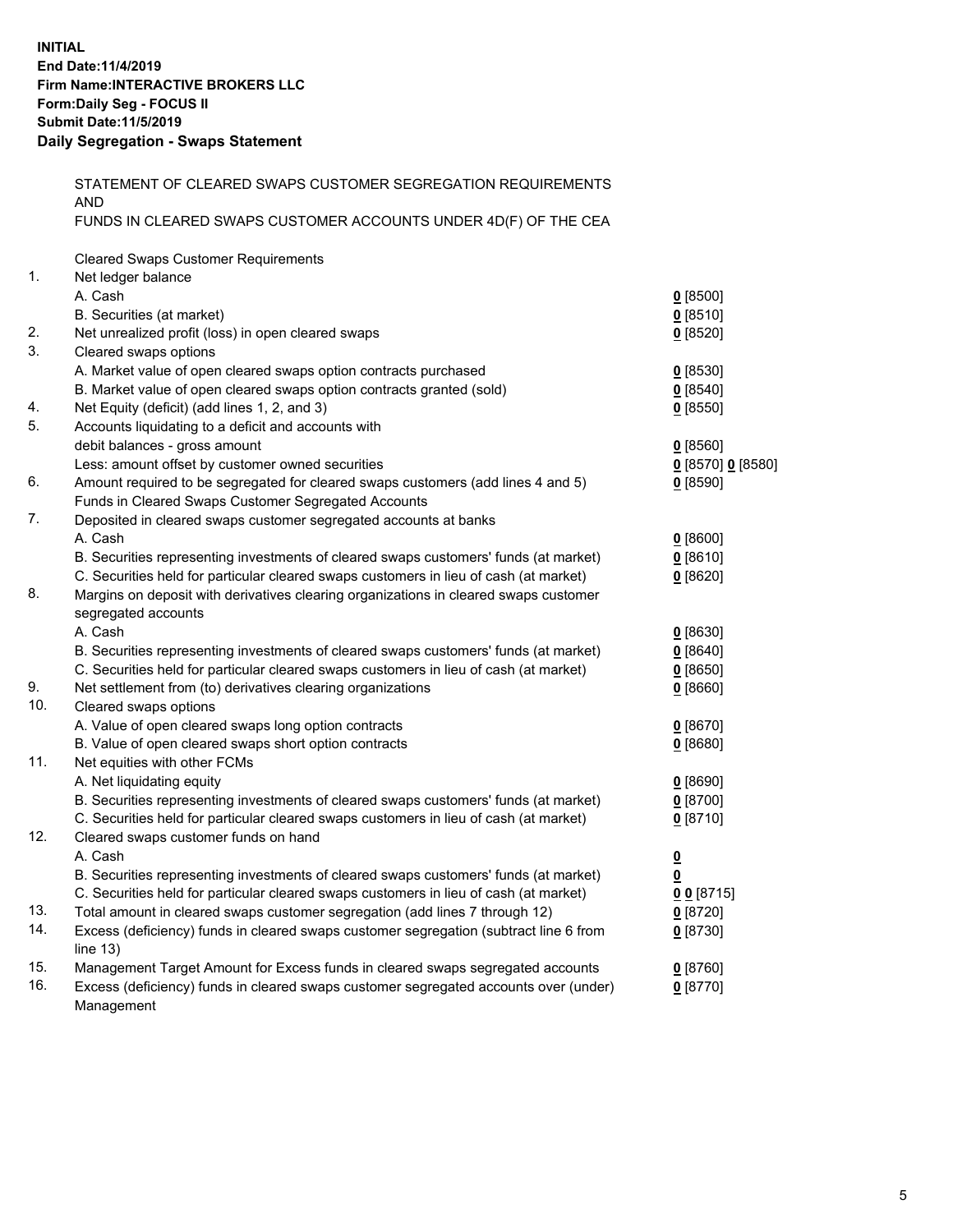**INITIAL**
**End Date:11/4/2019**
**Firm Name:INTERACTIVE BROKERS LLC**
**Form:Daily Seg - FOCUS II**
**Submit Date:11/5/2019**
**Daily Segregation - Swaps Statement**

STATEMENT OF CLEARED SWAPS CUSTOMER SEGREGATION REQUIREMENTS AND FUNDS IN CLEARED SWAPS CUSTOMER ACCOUNTS UNDER 4D(F) OF THE CEA

| | | |
|---|---|---|
| | Cleared Swaps Customer Requirements | |
| 1. | Net ledger balance | |
| | A. Cash | 0 [8500] |
| | B. Securities (at market) | 0 [8510] |
| 2. | Net unrealized profit (loss) in open cleared swaps | 0 [8520] |
| 3. | Cleared swaps options | |
| | A. Market value of open cleared swaps option contracts purchased | 0 [8530] |
| | B. Market value of open cleared swaps option contracts granted (sold) | 0 [8540] |
| 4. | Net Equity (deficit) (add lines 1, 2, and 3) | 0 [8550] |
| 5. | Accounts liquidating to a deficit and accounts with debit balances - gross amount | 0 [8560] |
| | Less: amount offset by customer owned securities | 0 [8570] 0 [8580] |
| 6. | Amount required to be segregated for cleared swaps customers (add lines 4 and 5) | 0 [8590] |
| | Funds in Cleared Swaps Customer Segregated Accounts | |
| 7. | Deposited in cleared swaps customer segregated accounts at banks | |
| | A. Cash | 0 [8600] |
| | B. Securities representing investments of cleared swaps customers' funds (at market) | 0 [8610] |
| | C. Securities held for particular cleared swaps customers in lieu of cash (at market) | 0 [8620] |
| 8. | Margins on deposit with derivatives clearing organizations in cleared swaps customer segregated accounts | |
| | A. Cash | 0 [8630] |
| | B. Securities representing investments of cleared swaps customers' funds (at market) | 0 [8640] |
| | C. Securities held for particular cleared swaps customers in lieu of cash (at market) | 0 [8650] |
| 9. | Net settlement from (to) derivatives clearing organizations | 0 [8660] |
| 10. | Cleared swaps options | |
| | A. Value of open cleared swaps long option contracts | 0 [8670] |
| | B. Value of open cleared swaps short option contracts | 0 [8680] |
| 11. | Net equities with other FCMs | |
| | A. Net liquidating equity | 0 [8690] |
| | B. Securities representing investments of cleared swaps customers' funds (at market) | 0 [8700] |
| | C. Securities held for particular cleared swaps customers in lieu of cash (at market) | 0 [8710] |
| 12. | Cleared swaps customer funds on hand | |
| | A. Cash | 0 |
| | B. Securities representing investments of cleared swaps customers' funds (at market) | 0 |
| | C. Securities held for particular cleared swaps customers in lieu of cash (at market) | 0 0 [8715] |
| 13. | Total amount in cleared swaps customer segregation (add lines 7 through 12) | 0 [8720] |
| 14. | Excess (deficiency) funds in cleared swaps customer segregation (subtract line 6 from line 13) | 0 [8730] |
| 15. | Management Target Amount for Excess funds in cleared swaps segregated accounts | 0 [8760] |
| 16. | Excess (deficiency) funds in cleared swaps customer segregated accounts over (under) Management | 0 [8770] |